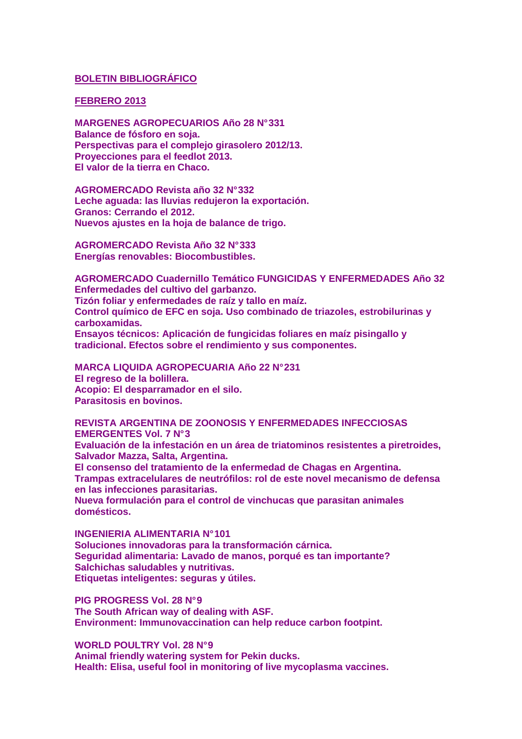**BOLETIN BIBLIOGRÁFICO**

**FEBRERO 2013**

**MARGENES AGROPECUARIOS Año 28 N°331**
**Balance de fósforo en soja.**
**Perspectivas para el complejo girasolero 2012/13.**
**Proyecciones para el feedlot 2013.**
**El valor de la tierra en Chaco.**

**AGROMERCADO Revista año 32 N°332**
**Leche aguada: las lluvias redujeron la exportación.**
**Granos: Cerrando el 2012.**
**Nuevos ajustes en la hoja de balance de trigo.**

**AGROMERCADO Revista Año 32 N°333**
**Energías renovables: Biocombustibles.**

**AGROMERCADO Cuadernillo Temático FUNGICIDAS Y ENFERMEDADES Año 32**
**Enfermedades del cultivo del garbanzo.**
**Tizón foliar y enfermedades de raíz y tallo en maíz.**
**Control químico de EFC en soja. Uso combinado de triazoles, estrobilurinas y carboxamidas.**
**Ensayos técnicos: Aplicación de fungicidas foliares en maíz pisingallo y tradicional. Efectos sobre el rendimiento y sus componentes.**

**MARCA LIQUIDA AGROPECUARIA Año 22 N°231**
**El regreso de la bolillera.**
**Acopio: El desparramador en el silo.**
**Parasitosis en bovinos.**

**REVISTA ARGENTINA DE ZOONOSIS Y ENFERMEDADES INFECCIOSAS EMERGENTES Vol. 7 N°3**
**Evaluación de la infestación en un área de triatominos resistentes a piretroides, Salvador Mazza, Salta, Argentina.**
**El consenso del tratamiento de la enfermedad de Chagas en Argentina.**
**Trampas extracelulares de neutrófilos: rol de este novel mecanismo de defensa en las infecciones parasitarias.**
**Nueva formulación para el control de vinchucas que parasitan animales domésticos.**

**INGENIERIA ALIMENTARIA N°101**
**Soluciones innovadoras para la transformación cárnica.**
**Seguridad alimentaria: Lavado de manos, porqué es tan importante?**
**Salchichas saludables y nutritivas.**
**Etiquetas inteligentes: seguras y útiles.**

**PIG PROGRESS Vol. 28 N°9**
**The South African way of dealing with ASF.**
**Environment: Immunovaccination can help reduce carbon footpint.**

**WORLD POULTRY Vol. 28 N°9**
**Animal friendly watering system for Pekin ducks.**
**Health: Elisa, useful fool in monitoring of live mycoplasma vaccines.**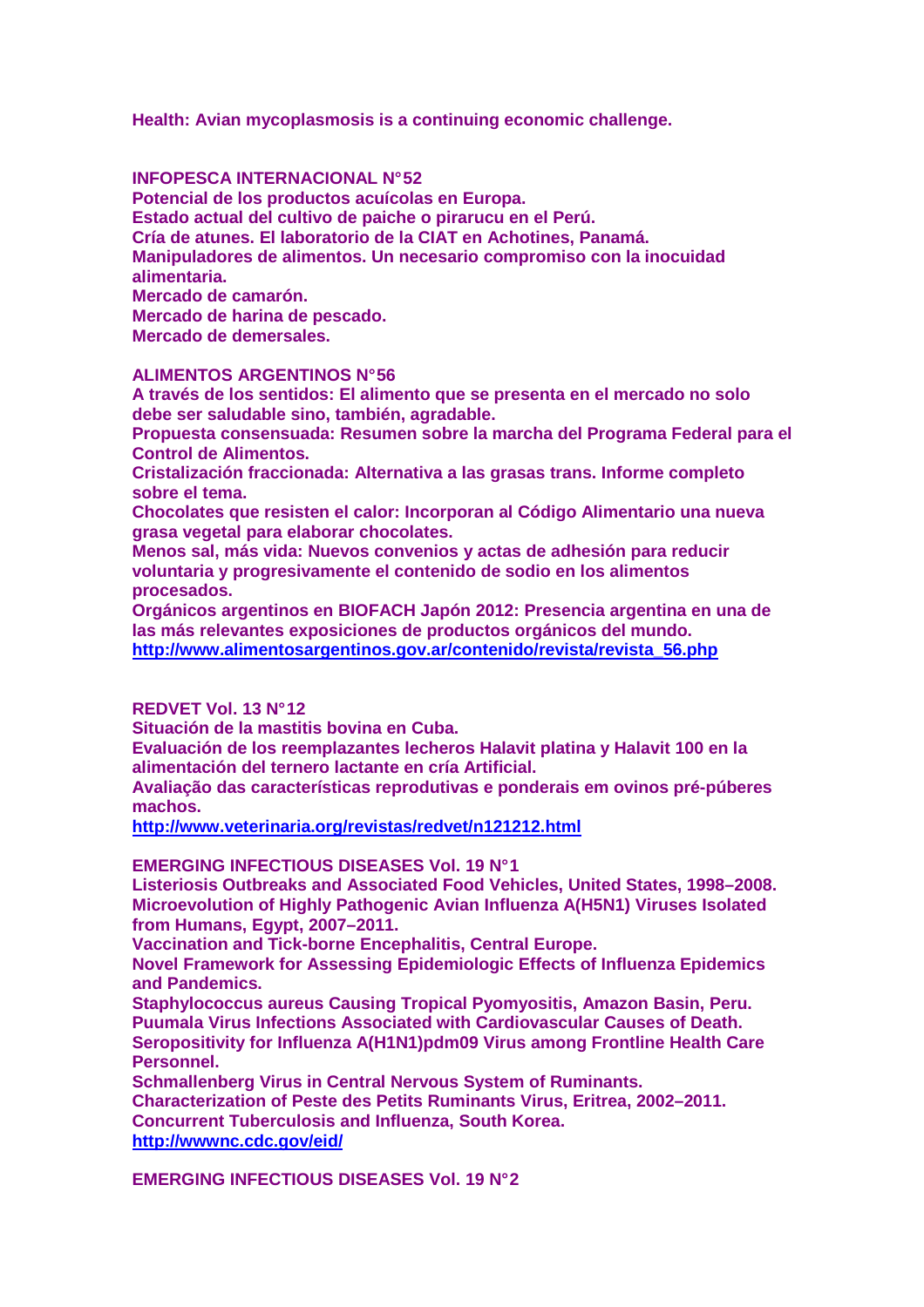**Health: Avian mycoplasmosis is a continuing economic challenge.**

**INFOPESCA INTERNACIONAL N°52**

**Potencial de los productos acuícolas en Europa.**
**Estado actual del cultivo de paiche o pirarucu en el Perú.**
**Cría de atunes. El laboratorio de la CIAT en Achotines, Panamá.**
**Manipuladores de alimentos. Un necesario compromiso con la inocuidad alimentaria.**
**Mercado de camarón.**
**Mercado de harina de pescado.**
**Mercado de demersales.**

**ALIMENTOS ARGENTINOS N°56**

**A través de los sentidos: El alimento que se presenta en el mercado no solo debe ser saludable sino, también, agradable.**
**Propuesta consensuada: Resumen sobre la marcha del Programa Federal para el Control de Alimentos.**
**Cristalización fraccionada: Alternativa a las grasas trans. Informe completo sobre el tema.**
**Chocolates que resisten el calor: Incorporan al Código Alimentario una nueva grasa vegetal para elaborar chocolates.**
**Menos sal, más vida: Nuevos convenios y actas de adhesión para reducir voluntaria y progresivamente el contenido de sodio en los alimentos procesados.**
**Orgánicos argentinos en BIOFACH Japón 2012: Presencia argentina en una de las más relevantes exposiciones de productos orgánicos del mundo.**
**http://www.alimentosargentinos.gov.ar/contenido/revista/revista_56.php**

**REDVET Vol. 13 N°12**

**Situación de la mastitis bovina en Cuba.**
**Evaluación de los reemplazantes lecheros Halavit platina y Halavit 100 en la alimentación del ternero lactante en cría Artificial.**
**Avaliação das características reprodutivas e ponderais em ovinos pré-púberes machos.**
**http://www.veterinaria.org/revistas/redvet/n121212.html**

**EMERGING INFECTIOUS DISEASES Vol. 19 N°1**

**Listeriosis Outbreaks and Associated Food Vehicles, United States, 1998–2008.**
**Microevolution of Highly Pathogenic Avian Influenza A(H5N1) Viruses Isolated from Humans, Egypt, 2007–2011.**
**Vaccination and Tick-borne Encephalitis, Central Europe.**
**Novel Framework for Assessing Epidemiologic Effects of Influenza Epidemics and Pandemics.**
**Staphylococcus aureus Causing Tropical Pyomyositis, Amazon Basin, Peru.**
**Puumala Virus Infections Associated with Cardiovascular Causes of Death.**
**Seropositivity for Influenza A(H1N1)pdm09 Virus among Frontline Health Care Personnel.**
**Schmallenberg Virus in Central Nervous System of Ruminants.**
**Characterization of Peste des Petits Ruminants Virus, Eritrea, 2002–2011.**
**Concurrent Tuberculosis and Influenza, South Korea.**
**http://wwwnc.cdc.gov/eid/**

**EMERGING INFECTIOUS DISEASES Vol. 19 N°2**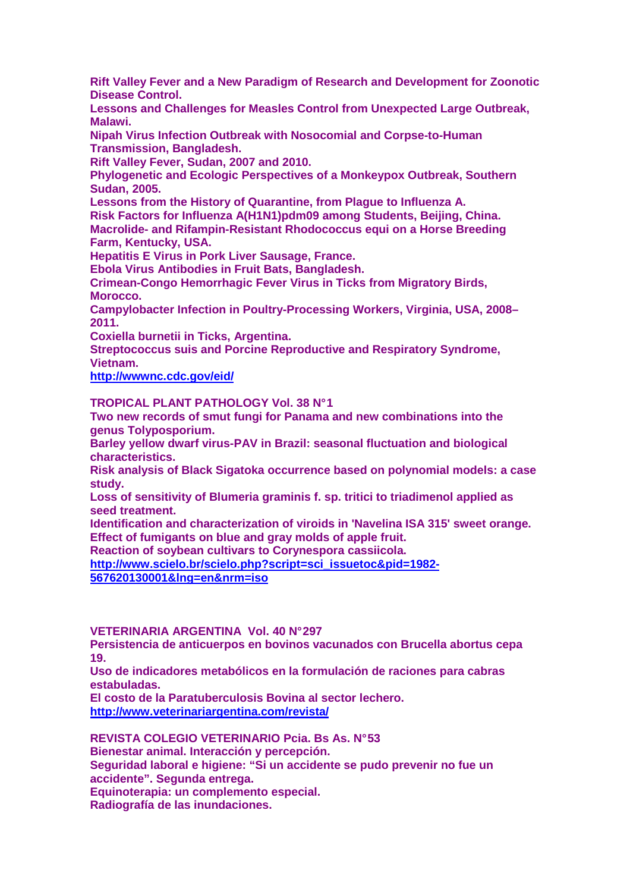**Rift Valley Fever and a New Paradigm of Research and Development for Zoonotic Disease Control.**

**Lessons and Challenges for Measles Control from Unexpected Large Outbreak, Malawi.**

**Nipah Virus Infection Outbreak with Nosocomial and Corpse-to-Human Transmission, Bangladesh.**

**Rift Valley Fever, Sudan, 2007 and 2010.**

**Phylogenetic and Ecologic Perspectives of a Monkeypox Outbreak, Southern Sudan, 2005.**

**Lessons from the History of Quarantine, from Plague to Influenza A.**

**Risk Factors for Influenza A(H1N1)pdm09 among Students, Beijing, China.**

**Macrolide- and Rifampin-Resistant Rhodococcus equi on a Horse Breeding Farm, Kentucky, USA.**

**Hepatitis E Virus in Pork Liver Sausage, France.**

**Ebola Virus Antibodies in Fruit Bats, Bangladesh.**

**Crimean-Congo Hemorrhagic Fever Virus in Ticks from Migratory Birds, Morocco.**

**Campylobacter Infection in Poultry-Processing Workers, Virginia, USA, 2008–2011.**

**Coxiella burnetii in Ticks, Argentina.**

**Streptococcus suis and Porcine Reproductive and Respiratory Syndrome, Vietnam.**

**http://wwwnc.cdc.gov/eid/**

**TROPICAL PLANT PATHOLOGY Vol. 38 N°1**

**Two new records of smut fungi for Panama and new combinations into the genus Tolyposporium.**

**Barley yellow dwarf virus-PAV in Brazil: seasonal fluctuation and biological characteristics.**

**Risk analysis of Black Sigatoka occurrence based on polynomial models: a case study.**

**Loss of sensitivity of Blumeria graminis f. sp. tritici to triadimenol applied as seed treatment.**

**Identification and characterization of viroids in 'Navelina ISA 315' sweet orange.**

**Effect of fumigants on blue and gray molds of apple fruit.**

**Reaction of soybean cultivars to Corynespora cassiicola.**

**http://www.scielo.br/scielo.php?script=sci_issuetoc&pid=1982-567620130001&lng=en&nrm=iso**

**VETERINARIA ARGENTINA Vol. 40 N°297**

**Persistencia de anticuerpos en bovinos vacunados con Brucella abortus cepa 19.**

**Uso de indicadores metabólicos en la formulación de raciones para cabras estabuladas.**

**El costo de la Paratuberculosis Bovina al sector lechero.**

**http://www.veterinariargentina.com/revista/**

**REVISTA COLEGIO VETERINARIO Pcia. Bs As. N°53**

**Bienestar animal. Interacción y percepción.**

**Seguridad laboral e higiene: "Si un accidente se pudo prevenir no fue un accidente". Segunda entrega.**

**Equinoterapia: un complemento especial.**

**Radiografía de las inundaciones.**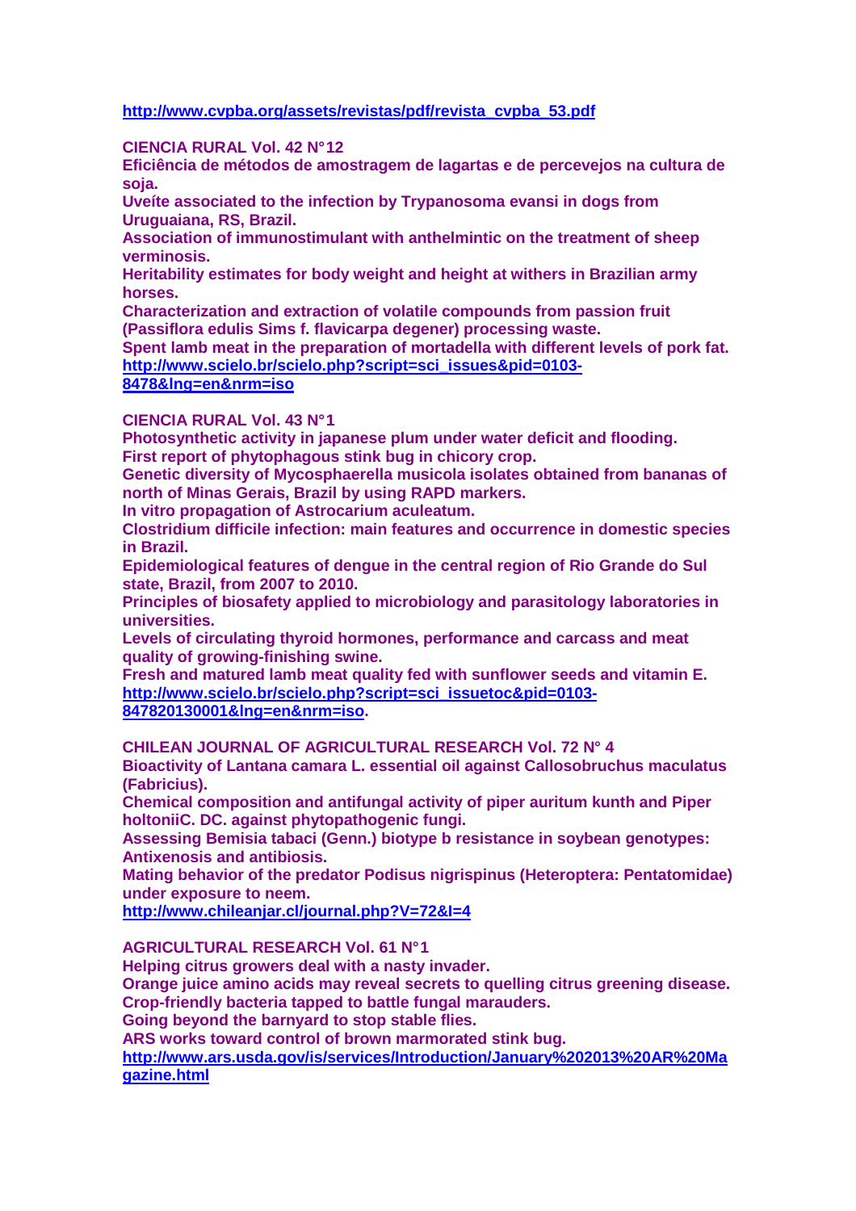http://www.cvpba.org/assets/revistas/pdf/revista_cvpba_53.pdf

**CIENCIA RURAL Vol. 42 N°12**

**Eficiência de métodos de amostragem de lagartas e de percevejos na cultura de soja.**
**Uveíte associated to the infection by Trypanosoma evansi in dogs from Uruguaiana, RS, Brazil.**
**Association of immunostimulant with anthelmintic on the treatment of sheep verminosis.**
**Heritability estimates for body weight and height at withers in Brazilian army horses.**
**Characterization and extraction of volatile compounds from passion fruit (Passiflora edulis Sims f. flavicarpa degener) processing waste.**
**Spent lamb meat in the preparation of mortadella with different levels of pork fat.**
http://www.scielo.br/scielo.php?script=sci_issues&pid=0103-8478&lng=en&nrm=iso

**CIENCIA RURAL Vol. 43 N°1**

**Photosynthetic activity in japanese plum under water deficit and flooding.**
**First report of phytophagous stink bug in chicory crop.**
**Genetic diversity of Mycosphaerella musicola isolates obtained from bananas of north of Minas Gerais, Brazil by using RAPD markers.**
**In vitro propagation of Astrocarium aculeatum.**
**Clostridium difficile infection: main features and occurrence in domestic species in Brazil.**
**Epidemiological features of dengue in the central region of Rio Grande do Sul state, Brazil, from 2007 to 2010.**
**Principles of biosafety applied to microbiology and parasitology laboratories in universities.**
**Levels of circulating thyroid hormones, performance and carcass and meat quality of growing-finishing swine.**
**Fresh and matured lamb meat quality fed with sunflower seeds and vitamin E.**
http://www.scielo.br/scielo.php?script=sci_issuetoc&pid=0103-847820130001&lng=en&nrm=iso.

**CHILEAN JOURNAL OF AGRICULTURAL RESEARCH Vol. 72 N° 4**

**Bioactivity of Lantana camara L. essential oil against Callosobruchus maculatus (Fabricius).**
**Chemical composition and antifungal activity of piper auritum kunth and Piper holtoniiC. DC. against phytopathogenic fungi.**
**Assessing Bemisia tabaci (Genn.) biotype b resistance in soybean genotypes: Antixenosis and antibiosis.**
**Mating behavior of the predator Podisus nigrispinus (Heteroptera: Pentatomidae) under exposure to neem.**
http://www.chileanjar.cl/journal.php?V=72&I=4

**AGRICULTURAL RESEARCH Vol. 61 N°1**

**Helping citrus growers deal with a nasty invader.**
**Orange juice amino acids may reveal secrets to quelling citrus greening disease.**
**Crop-friendly bacteria tapped to battle fungal marauders.**
**Going beyond the barnyard to stop stable flies.**
**ARS works toward control of brown marmorated stink bug.**
http://www.ars.usda.gov/is/services/Introduction/January%202013%20AR%20Magazine.html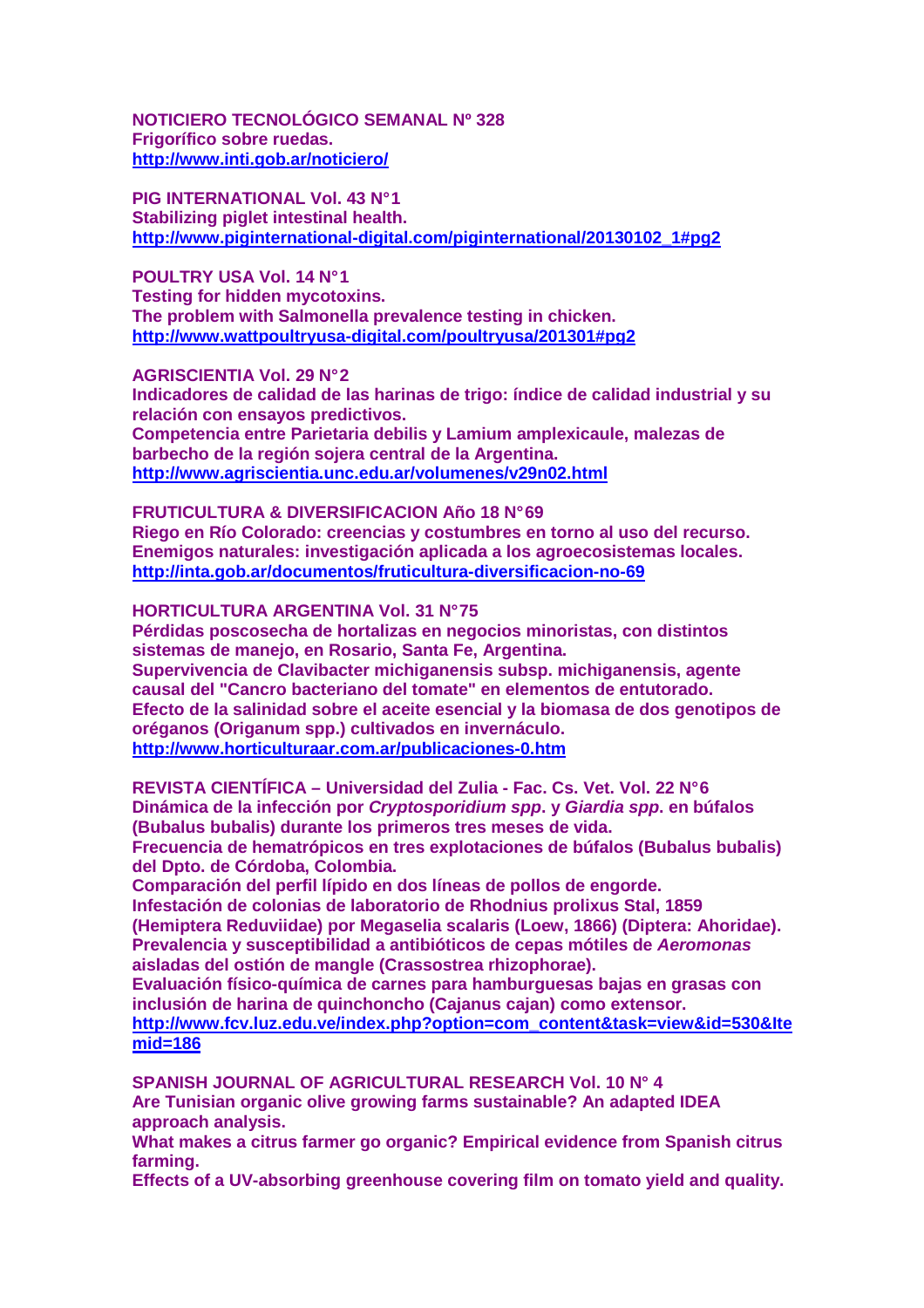**NOTICIERO TECNOLÓGICO SEMANAL Nº 328**
**Frigorífico sobre ruedas.**
**[http://www.inti.gob.ar/noticiero/](http://www.inti.gob.ar/noticiero/)**

**PIG INTERNATIONAL Vol. 43 N°1**
**Stabilizing piglet intestinal health.**
**[http://www.piginternational-digital.com/piginternational/20130102_1#pg2](http://www.piginternational-digital.com/piginternational/20130102_1#pg2)**

**POULTRY USA Vol. 14 N°1**
**Testing for hidden mycotoxins.**
**The problem with Salmonella prevalence testing in chicken.**
**[http://www.wattpoultryusa-digital.com/poultryusa/201301#pg2](http://www.wattpoultryusa-digital.com/poultryusa/201301#pg2)**

**AGRISCIENTIA Vol. 29 N°2**
**Indicadores de calidad de las harinas de trigo: índice de calidad industrial y su relación con ensayos predictivos.**
**Competencia entre Parietaria debilis y Lamium amplexicaule, malezas de barbecho de la región sojera central de la Argentina.**
**[http://www.agriscientia.unc.edu.ar/volumenes/v29n02.html](http://www.agriscientia.unc.edu.ar/volumenes/v29n02.html)**

**FRUTICULTURA & DIVERSIFICACION Año 18 N°69**
**Riego en Río Colorado: creencias y costumbres en torno al uso del recurso.**
**Enemigos naturales: investigación aplicada a los agroecosistemas locales.**
**[http://inta.gob.ar/documentos/fruticultura-diversificacion-no-69](http://inta.gob.ar/documentos/fruticultura-diversificacion-no-69)**

**HORTICULTURA ARGENTINA Vol. 31 N°75**
**Pérdidas poscosecha de hortalizas en negocios minoristas, con distintos sistemas de manejo, en Rosario, Santa Fe, Argentina.**
**Supervivencia de Clavibacter michiganensis subsp. michiganensis, agente causal del "Cancro bacteriano del tomate" en elementos de entutorado.**
**Efecto de la salinidad sobre el aceite esencial y la biomasa de dos genotipos de oréganos (Origanum spp.) cultivados en invernáculo.**
**[http://www.horticulturaar.com.ar/publicaciones-0.htm](http://www.horticulturaar.com.ar/publicaciones-0.htm)**

**REVISTA CIENTÍFICA – Universidad del Zulia - Fac. Cs. Vet. Vol. 22 N°6**
**Dinámica de la infección por *Cryptosporidium spp*. y *Giardia spp*. en búfalos (Bubalus bubalis) durante los primeros tres meses de vida.**
**Frecuencia de hematrópicos en tres explotaciones de búfalos (Bubalus bubalis) del Dpto. de Córdoba, Colombia.**
**Comparación del perfil lípido en dos líneas de pollos de engorde.**
**Infestación de colonias de laboratorio de Rhodnius prolixus Stal, 1859 (Hemiptera Reduviidae) por Megaselia scalaris (Loew, 1866) (Diptera: Ahoridae).**
**Prevalencia y susceptibilidad a antibióticos de cepas mótiles de *Aeromonas* aisladas del ostión de mangle (Crassostrea rhizophorae).**
**Evaluación físico-química de carnes para hamburguesas bajas en grasas con inclusión de harina de quinchoncho (Cajanus cajan) como extensor.**
**[http://www.fcv.luz.edu.ve/index.php?option=com_content&task=view&id=530&Itemid=186](http://www.fcv.luz.edu.ve/index.php?option=com_content&task=view&id=530&Itemid=186)**

**SPANISH JOURNAL OF AGRICULTURAL RESEARCH Vol. 10 N° 4**
**Are Tunisian organic olive growing farms sustainable? An adapted IDEA approach analysis.**
**What makes a citrus farmer go organic? Empirical evidence from Spanish citrus farming.**
**Effects of a UV-absorbing greenhouse covering film on tomato yield and quality.**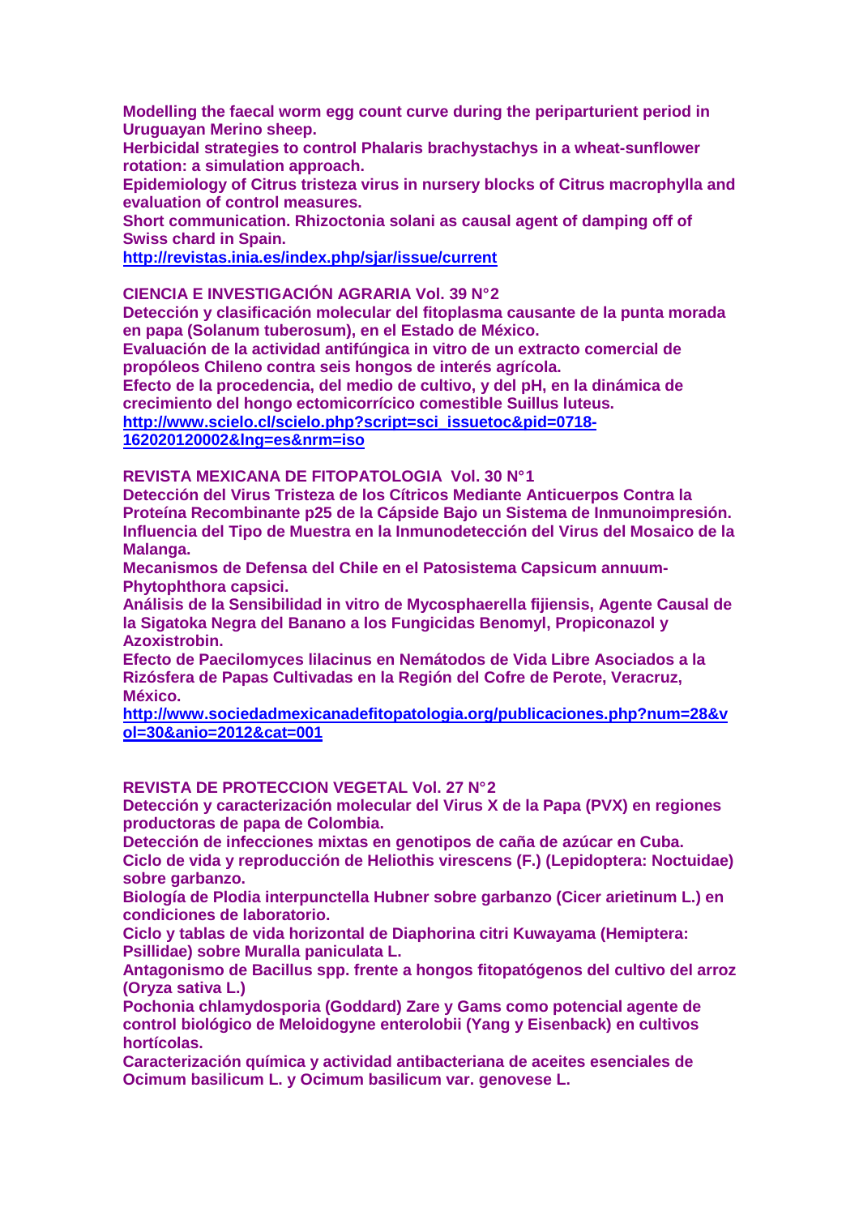**Modelling the faecal worm egg count curve during the periparturient period in Uruguayan Merino sheep.**
**Herbicidal strategies to control Phalaris brachystachys in a wheat-sunflower rotation: a simulation approach.**
**Epidemiology of Citrus tristeza virus in nursery blocks of Citrus macrophylla and evaluation of control measures.**
**Short communication. Rhizoctonia solani as causal agent of damping off of Swiss chard in Spain.**
**http://revistas.inia.es/index.php/sjar/issue/current**

**CIENCIA E INVESTIGACIÓN AGRARIA Vol. 39 N°2**
**Detección y clasificación molecular del fitoplasma causante de la punta morada en papa (Solanum tuberosum), en el Estado de México.**
**Evaluación de la actividad antifúngica in vitro de un extracto comercial de propóleos Chileno contra seis hongos de interés agrícola.**
**Efecto de la procedencia, del medio de cultivo, y del pH, en la dinámica de crecimiento del hongo ectomicorrícico comestible Suillus luteus.**
**http://www.scielo.cl/scielo.php?script=sci_issuetoc&pid=0718-162020120002&lng=es&nrm=iso**

**REVISTA MEXICANA DE FITOPATOLOGIA Vol. 30 N°1**
**Detección del Virus Tristeza de los Cítricos Mediante Anticuerpos Contra la Proteína Recombinante p25 de la Cápside Bajo un Sistema de Inmunoimpresión.**
**Influencia del Tipo de Muestra en la Inmunodetección del Virus del Mosaico de la Malanga.**
**Mecanismos de Defensa del Chile en el Patosistema Capsicum annuum-Phytophthora capsici.**
**Análisis de la Sensibilidad in vitro de Mycosphaerella fijiensis, Agente Causal de la Sigatoka Negra del Banano a los Fungicidas Benomyl, Propiconazol y Azoxistrobin.**
**Efecto de Paecilomyces lilacinus en Nemátodos de Vida Libre Asociados a la Rizósfera de Papas Cultivadas en la Región del Cofre de Perote, Veracruz, México.**
**http://www.sociedadmexicanadefitopatologia.org/publicaciones.php?num=28&vol=30&anio=2012&cat=001**

**REVISTA DE PROTECCION VEGETAL Vol. 27 N°2**
**Detección y caracterización molecular del Virus X de la Papa (PVX) en regiones productoras de papa de Colombia.**
**Detección de infecciones mixtas en genotipos de caña de azúcar en Cuba.**
**Ciclo de vida y reproducción de Heliothis virescens (F.) (Lepidoptera: Noctuidae) sobre garbanzo.**
**Biología de Plodia interpunctella Hubner sobre garbanzo (Cicer arietinum L.) en condiciones de laboratorio.**
**Ciclo y tablas de vida horizontal de Diaphorina citri Kuwayama (Hemiptera: Psillidae) sobre Muralla paniculata L.**
**Antagonismo de Bacillus spp. frente a hongos fitopatógenos del cultivo del arroz (Oryza sativa L.)**
**Pochonia chlamydosporia (Goddard) Zare y Gams como potencial agente de control biológico de Meloidogyne enterolobii (Yang y Eisenback) en cultivos hortícolas.**
**Caracterización química y actividad antibacteriana de aceites esenciales de Ocimum basilicum L. y Ocimum basilicum var. genovese L.**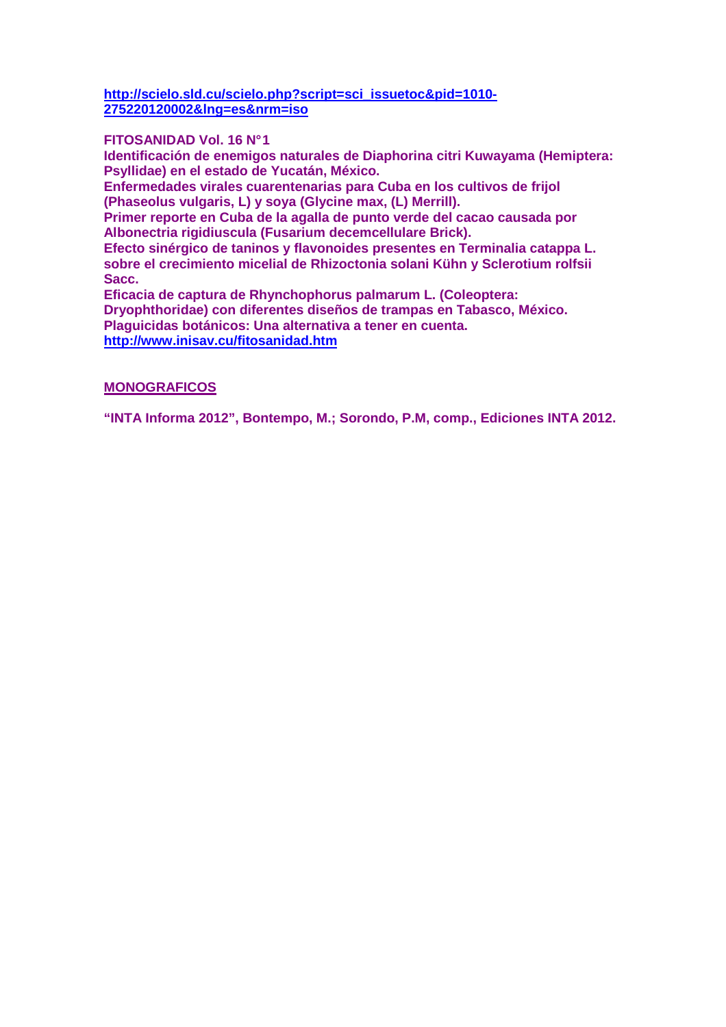[http://scielo.sld.cu/scielo.php?script=sci_issuetoc&pid=1010-275220120002&lng=es&nrm=iso](http://scielo.sld.cu/scielo.php?script=sci_issuetoc&pid=1010-275220120002&lng=es&nrm=iso)

**FITOSANIDAD Vol. 16 N°1**

**Identificación de enemigos naturales de Diaphorina citri Kuwayama (Hemiptera: Psyllidae) en el estado de Yucatán, México.**

**Enfermedades virales cuarentenarias para Cuba en los cultivos de frijol (Phaseolus vulgaris, L) y soya (Glycine max, (L) Merrill).**

**Primer reporte en Cuba de la agalla de punto verde del cacao causada por Albonectria rigidiuscula (Fusarium decemcellulare Brick).**

**Efecto sinérgico de taninos y flavonoides presentes en Terminalia catappa L. sobre el crecimiento micelial de Rhizoctonia solani Kühn y Sclerotium rolfsii Sacc.**

**Eficacia de captura de Rhynchophorus palmarum L. (Coleoptera: Dryophthoridae) con diferentes diseños de trampas en Tabasco, México.**

**Plaguicidas botánicos: Una alternativa a tener en cuenta.**

[http://www.inisav.cu/fitosanidad.htm](http://www.inisav.cu/fitosanidad.htm)

## MONOGRAFICOS

**"INTA Informa 2012", Bontempo, M.; Sorondo, P.M, comp., Ediciones INTA 2012.**